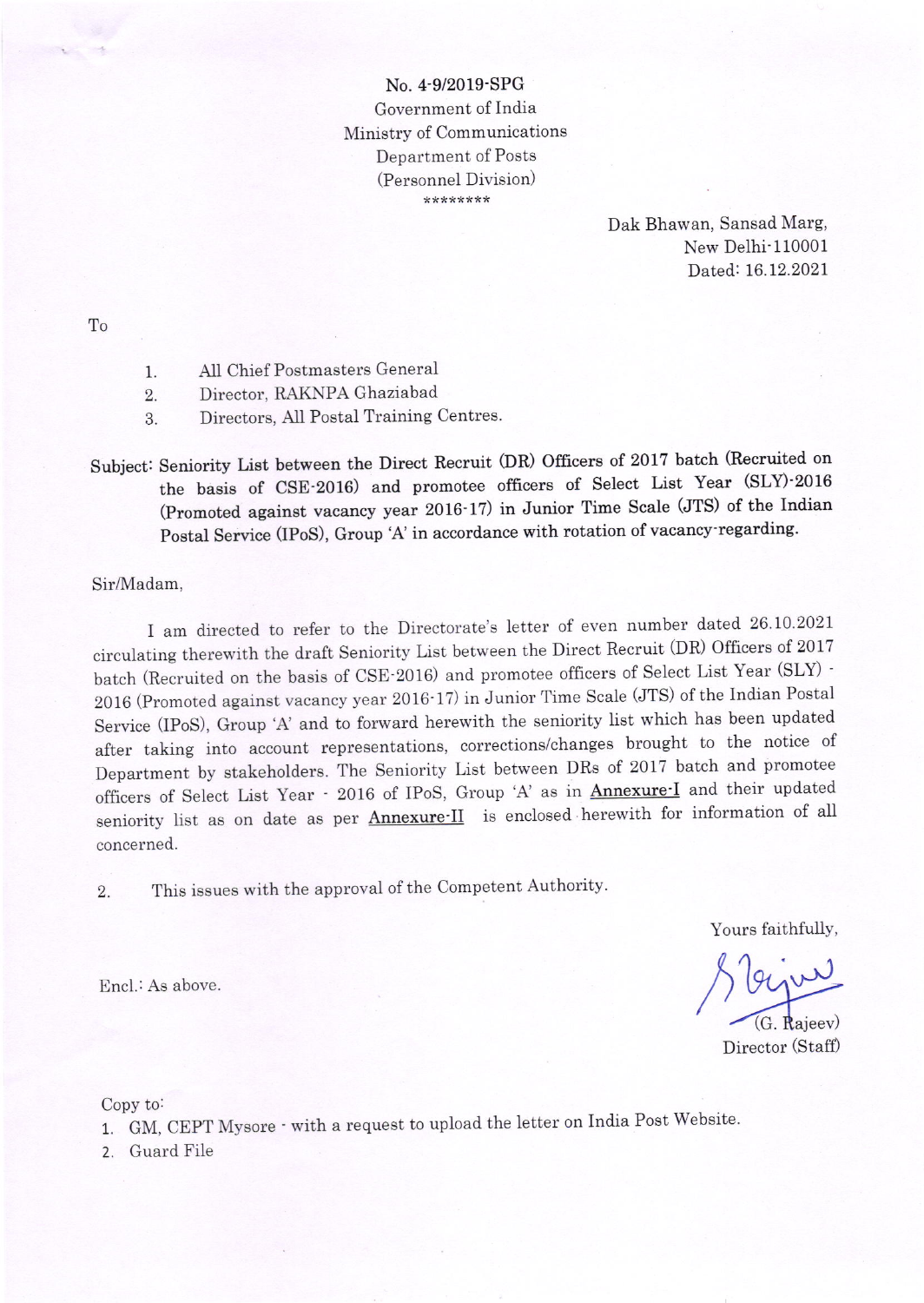No. 4-9/2019-SPG
Government of India
Ministry of Communications
Department of Posts
(Personnel Division)
********

Dak Bhawan, Sansad Marg,
New Delhi-110001
Dated: 16.12.2021

To

1. All Chief Postmasters General
2. Director, RAKNPA Ghaziabad
3. Directors, All Postal Training Centres.

**Subject: Seniority List between the Direct Recruit (DR) Officers of 2017 batch (Recruited on the basis of CSE-2016) and promotee officers of Select List Year (SLY)-2016 (Promoted against vacancy year 2016-17) in Junior Time Scale (JTS) of the Indian Postal Service (IPoS), Group 'A' in accordance with rotation of vacancy-regarding.**

Sir/Madam,

I am directed to refer to the Directorate's letter of even number dated 26.10.2021 circulating therewith the draft Seniority List between the Direct Recruit (DR) Officers of 2017 batch (Recruited on the basis of CSE-2016) and promotee officers of Select List Year (SLY) - 2016 (Promoted against vacancy year 2016-17) in Junior Time Scale (JTS) of the Indian Postal Service (IPoS), Group 'A' and to forward herewith the seniority list which has been updated after taking into account representations, corrections/changes brought to the notice of Department by stakeholders. The Seniority List between DRs of 2017 batch and promotee officers of Select List Year - 2016 of IPoS, Group 'A' as in <u>Annexure-I</u> and their updated seniority list as on date as per <u>Annexure-II</u> is enclosed herewith for information of all concerned.

2. This issues with the approval of the Competent Authority.

Yours faithfully,

(G. Rajeev)
Director (Staff)

Encl.: As above.

Copy to:

1. GM, CEPT Mysore - with a request to upload the letter on India Post Website.
2. Guard File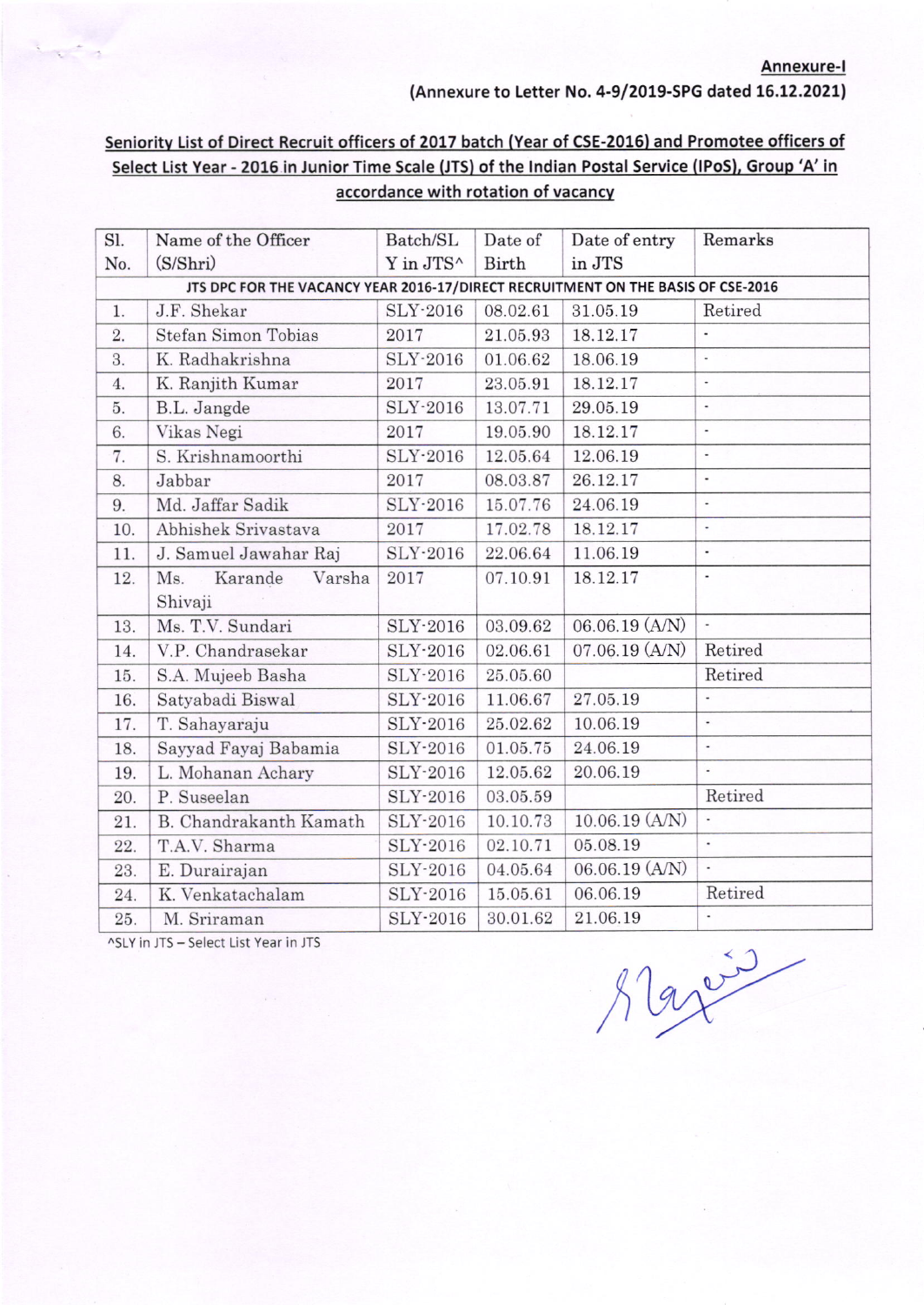**Annexure-I**

**(Annexure to Letter No. 4-9/2019-SPG dated 16.12.2021)**

**Seniority List of Direct Recruit officers of 2017 batch (Year of CSE-2016) and Promotee officers of Select List Year - 2016 in Junior Time Scale (JTS) of the Indian Postal Service (IPoS), Group 'A' in accordance with rotation of vacancy**

| Sl. No. | Name of the Officer (S/Shri) | Batch/SLY in JTS^ | Date of Birth | Date of entry in JTS | Remarks |
|---|---|---|---|---|---|
| **JTS DPC FOR THE VACANCY YEAR 2016-17/DIRECT RECRUITMENT ON THE BASIS OF CSE-2016** | | | | | |
| 1. | J.F. Shekar | SLY-2016 | 08.02.61 | 31.05.19 | Retired |
| 2. | Stefan Simon Tobias | 2017 | 21.05.93 | 18.12.17 | - |
| 3. | K. Radhakrishna | SLY-2016 | 01.06.62 | 18.06.19 | - |
| 4. | K. Ranjith Kumar | 2017 | 23.05.91 | 18.12.17 | - |
| 5. | B.L. Jangde | SLY-2016 | 13.07.71 | 29.05.19 | - |
| 6. | Vikas Negi | 2017 | 19.05.90 | 18.12.17 | - |
| 7. | S. Krishnamoorthi | SLY-2016 | 12.05.64 | 12.06.19 | - |
| 8. | Jabbar | 2017 | 08.03.87 | 26.12.17 | - |
| 9. | Md. Jaffar Sadik | SLY-2016 | 15.07.76 | 24.06.19 | - |
| 10. | Abhishek Srivastava | 2017 | 17.02.78 | 18.12.17 | - |
| 11. | J. Samuel Jawahar Raj | SLY-2016 | 22.06.64 | 11.06.19 | - |
| 12. | Ms. Karande Varsha Shivaji | 2017 | 07.10.91 | 18.12.17 | - |
| 13. | Ms. T.V. Sundari | SLY-2016 | 03.09.62 | 06.06.19 (A/N) | - |
| 14. | V.P. Chandrasekar | SLY-2016 | 02.06.61 | 07.06.19 (A/N) | Retired |
| 15. | S.A. Mujeeb Basha | SLY-2016 | 25.05.60 | | Retired |
| 16. | Satyabadi Biswal | SLY-2016 | 11.06.67 | 27.05.19 | - |
| 17. | T. Sahayaraju | SLY-2016 | 25.02.62 | 10.06.19 | - |
| 18. | Sayyad Fayaj Babamia | SLY-2016 | 01.05.75 | 24.06.19 | - |
| 19. | L. Mohanan Achary | SLY-2016 | 12.05.62 | 20.06.19 | - |
| 20. | P. Suseelan | SLY-2016 | 03.05.59 | | Retired |
| 21. | B. Chandrakanth Kamath | SLY-2016 | 10.10.73 | 10.06.19 (A/N) | - |
| 22. | T.A.V. Sharma | SLY-2016 | 02.10.71 | 05.08.19 | - |
| 23. | E. Durairajan | SLY-2016 | 04.05.64 | 06.06.19 (A/N) | - |
| 24. | K. Venkatachalam | SLY-2016 | 15.05.61 | 06.06.19 | Retired |
| 25. | M. Sriraman | SLY-2016 | 30.01.62 | 21.06.19 | - |

^SLY in JTS – Select List Year in JTS